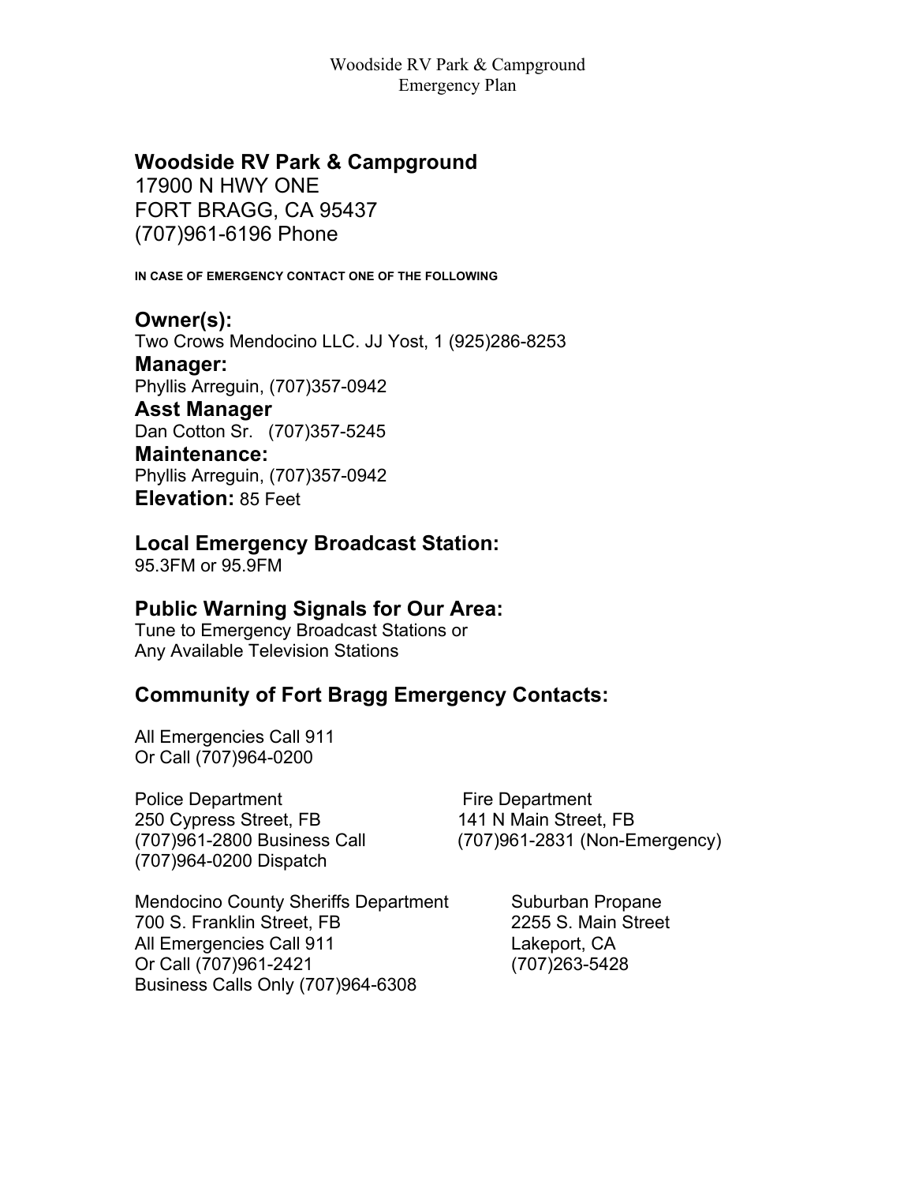# Woodside RV Park & Campground

Emergency Plan

## Woodside RV Park & Campground

17900 N HWY ONE
FORT BRAGG, CA 95437
(707)961-6196 Phone

**IN CASE OF EMERGENCY CONTACT ONE OF THE FOLLOWING**

### Owner(s):

Two Crows Mendocino LLC. JJ Yost, 1 (925)286-8253

### Manager:

Phyllis Arreguin, (707)357-0942

### Asst Manager

Dan Cotton Sr. (707)357-5245

### Maintenance:

Phyllis Arreguin, (707)357-0942

**Elevation:** 85 Feet

### Local Emergency Broadcast Station:

95.3FM or 95.9FM

### Public Warning Signals for Our Area:

Tune to Emergency Broadcast Stations or
Any Available Television Stations

### Community of Fort Bragg Emergency Contacts:

All Emergencies Call 911
Or Call (707)964-0200

Police Department
250 Cypress Street, FB
(707)961-2800 Business Call
(707)964-0200 Dispatch

Fire Department
141 N Main Street, FB
(707)961-2831 (Non-Emergency)

Mendocino County Sheriffs Department
700 S. Franklin Street, FB
All Emergencies Call 911
Or Call (707)961-2421
Business Calls Only (707)964-6308

Suburban Propane
2255 S. Main Street
Lakeport, CA
(707)263-5428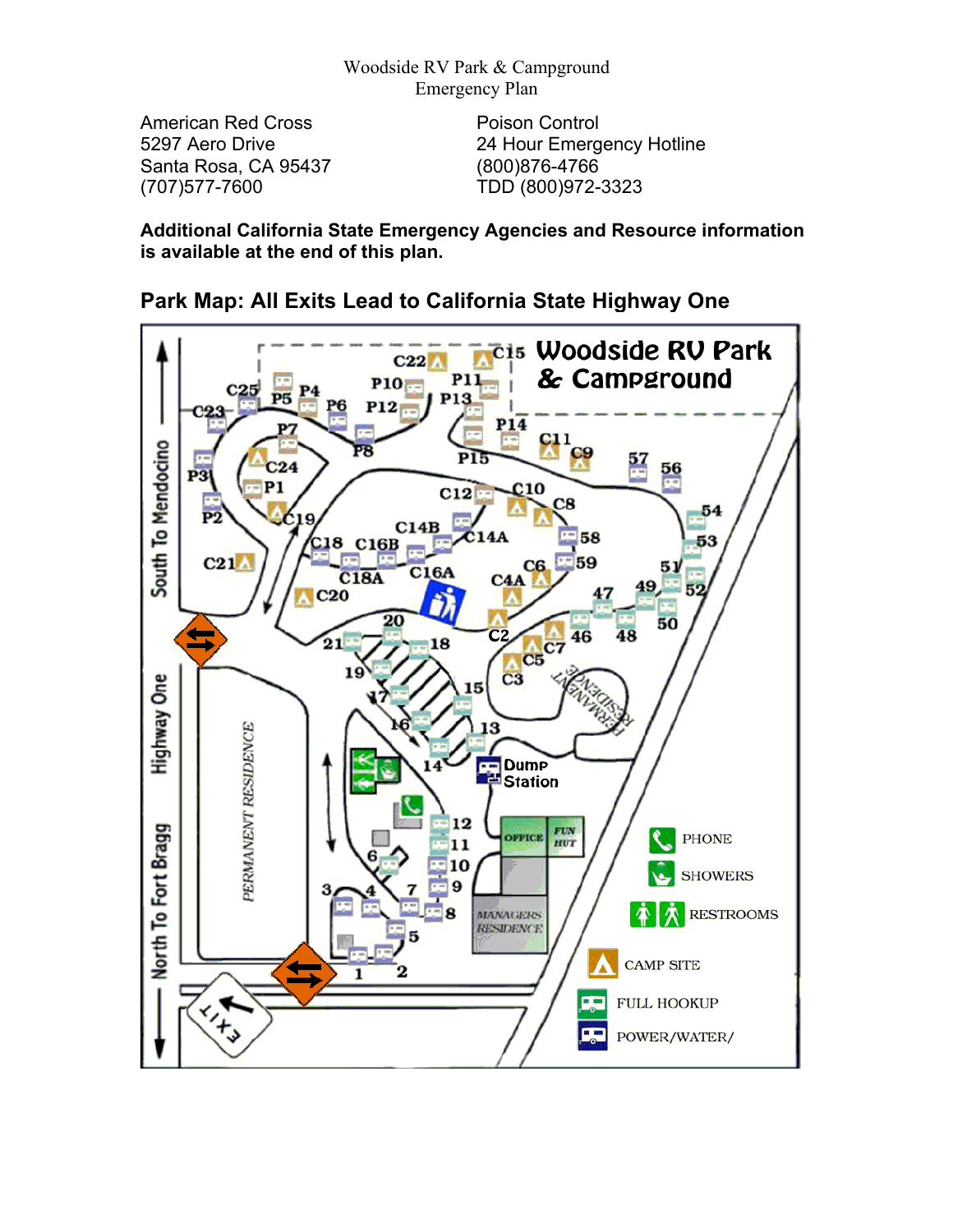Woodside RV Park & Campground
Emergency Plan

American Red Cross
5297 Aero Drive
Santa Rosa, CA 95437
(707)577-7600

Poison Control
24 Hour Emergency Hotline
(800)876-4766
TDD (800)972-3323

**Additional California State Emergency Agencies and Resource information is available at the end of this plan.**

## Park Map: All Exits Lead to California State Highway One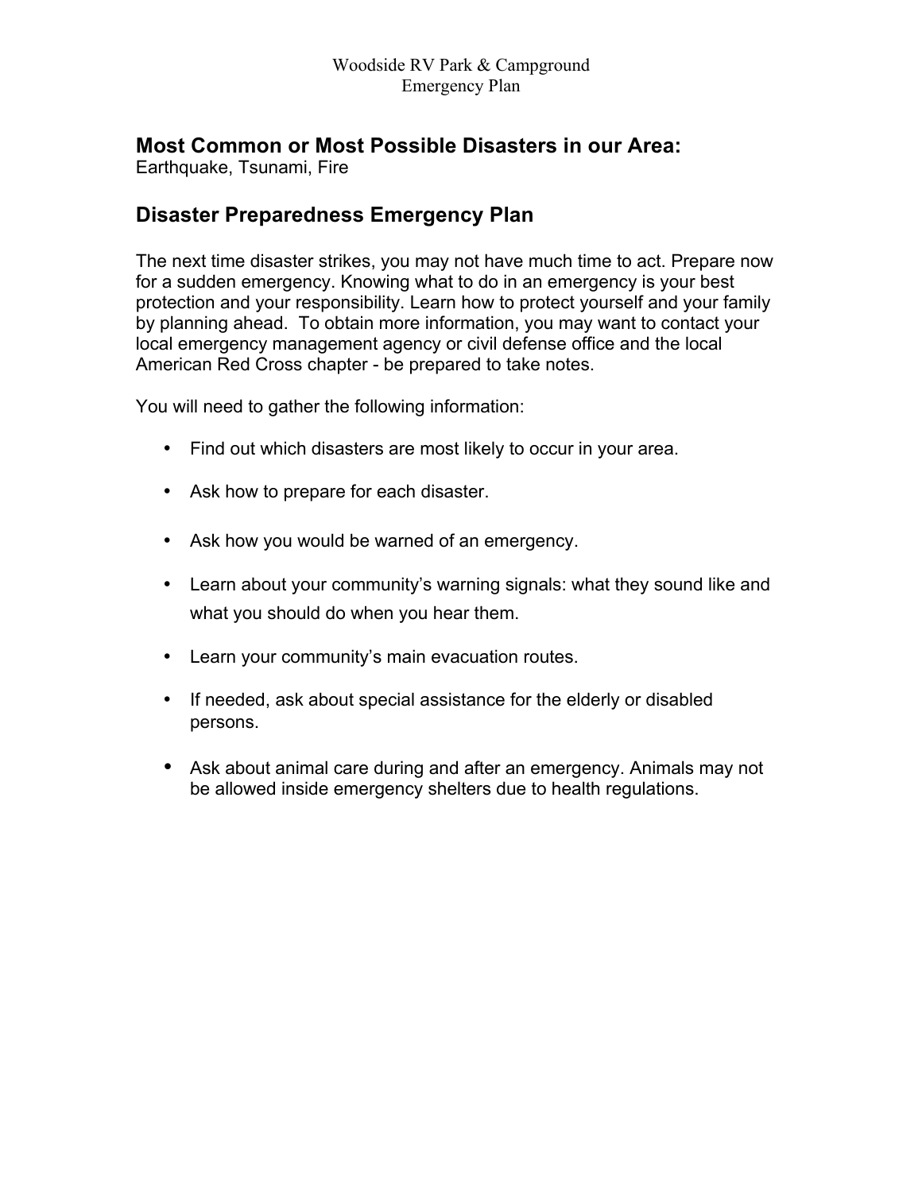Woodside RV Park & Campground
Emergency Plan

## Most Common or Most Possible Disasters in our Area:

Earthquake, Tsunami, Fire

## Disaster Preparedness Emergency Plan

The next time disaster strikes, you may not have much time to act. Prepare now for a sudden emergency. Knowing what to do in an emergency is your best protection and your responsibility. Learn how to protect yourself and your family by planning ahead. To obtain more information, you may want to contact your local emergency management agency or civil defense office and the local American Red Cross chapter - be prepared to take notes.

You will need to gather the following information:

- Find out which disasters are most likely to occur in your area.
- Ask how to prepare for each disaster.
- Ask how you would be warned of an emergency.
- Learn about your community's warning signals: what they sound like and what you should do when you hear them.
- Learn your community's main evacuation routes.
- If needed, ask about special assistance for the elderly or disabled persons.
- Ask about animal care during and after an emergency. Animals may not be allowed inside emergency shelters due to health regulations.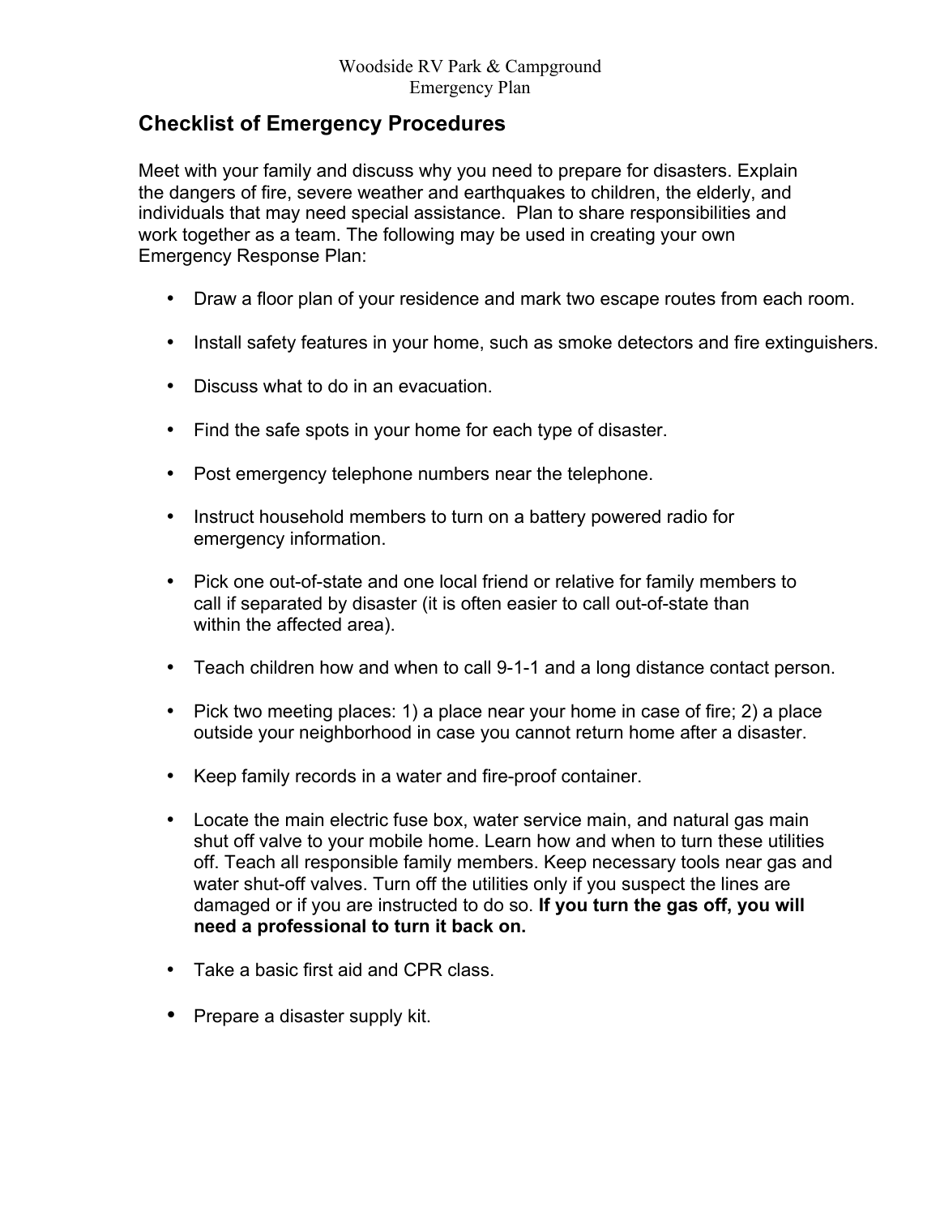## Checklist of Emergency Procedures

Meet with your family and discuss why you need to prepare for disasters. Explain the dangers of fire, severe weather and earthquakes to children, the elderly, and individuals that may need special assistance. Plan to share responsibilities and work together as a team. The following may be used in creating your own Emergency Response Plan:

- Draw a floor plan of your residence and mark two escape routes from each room.
- Install safety features in your home, such as smoke detectors and fire extinguishers.
- Discuss what to do in an evacuation.
- Find the safe spots in your home for each type of disaster.
- Post emergency telephone numbers near the telephone.
- Instruct household members to turn on a battery powered radio for emergency information.
- Pick one out-of-state and one local friend or relative for family members to call if separated by disaster (it is often easier to call out-of-state than within the affected area).
- Teach children how and when to call 9-1-1 and a long distance contact person.
- Pick two meeting places: 1) a place near your home in case of fire; 2) a place outside your neighborhood in case you cannot return home after a disaster.
- Keep family records in a water and fire-proof container.
- Locate the main electric fuse box, water service main, and natural gas main shut off valve to your mobile home. Learn how and when to turn these utilities off. Teach all responsible family members. Keep necessary tools near gas and water shut-off valves. Turn off the utilities only if you suspect the lines are damaged or if you are instructed to do so. **If you turn the gas off, you will need a professional to turn it back on.**
- Take a basic first aid and CPR class.
- Prepare a disaster supply kit.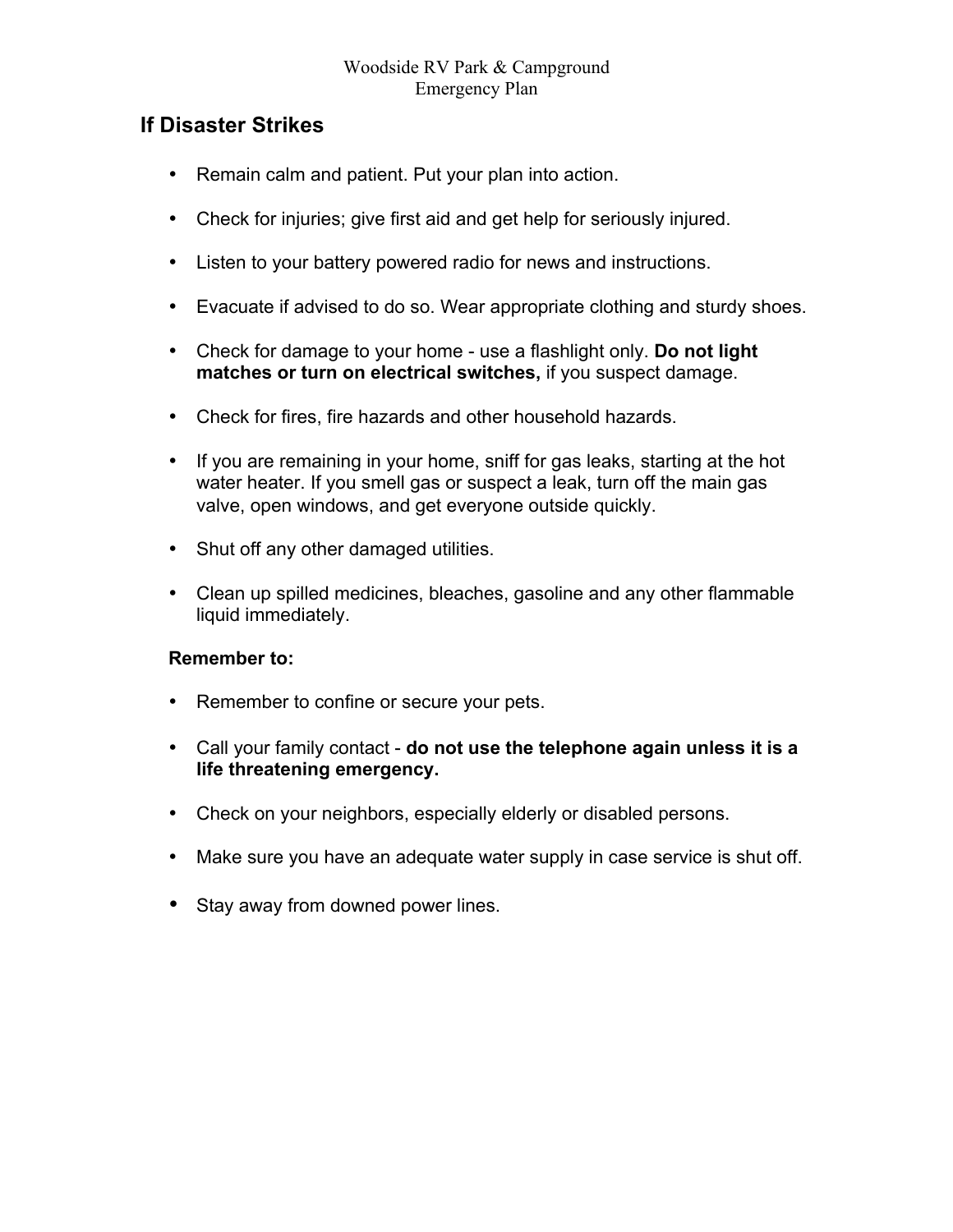## If Disaster Strikes

- Remain calm and patient. Put your plan into action.
- Check for injuries; give first aid and get help for seriously injured.
- Listen to your battery powered radio for news and instructions.
- Evacuate if advised to do so. Wear appropriate clothing and sturdy shoes.
- Check for damage to your home - use a flashlight only. **Do not light matches or turn on electrical switches,** if you suspect damage.
- Check for fires, fire hazards and other household hazards.
- If you are remaining in your home, sniff for gas leaks, starting at the hot water heater. If you smell gas or suspect a leak, turn off the main gas valve, open windows, and get everyone outside quickly.
- Shut off any other damaged utilities.
- Clean up spilled medicines, bleaches, gasoline and any other flammable liquid immediately.

**Remember to:**

- Remember to confine or secure your pets.
- Call your family contact - **do not use the telephone again unless it is a life threatening emergency.**
- Check on your neighbors, especially elderly or disabled persons.
- Make sure you have an adequate water supply in case service is shut off.
- Stay away from downed power lines.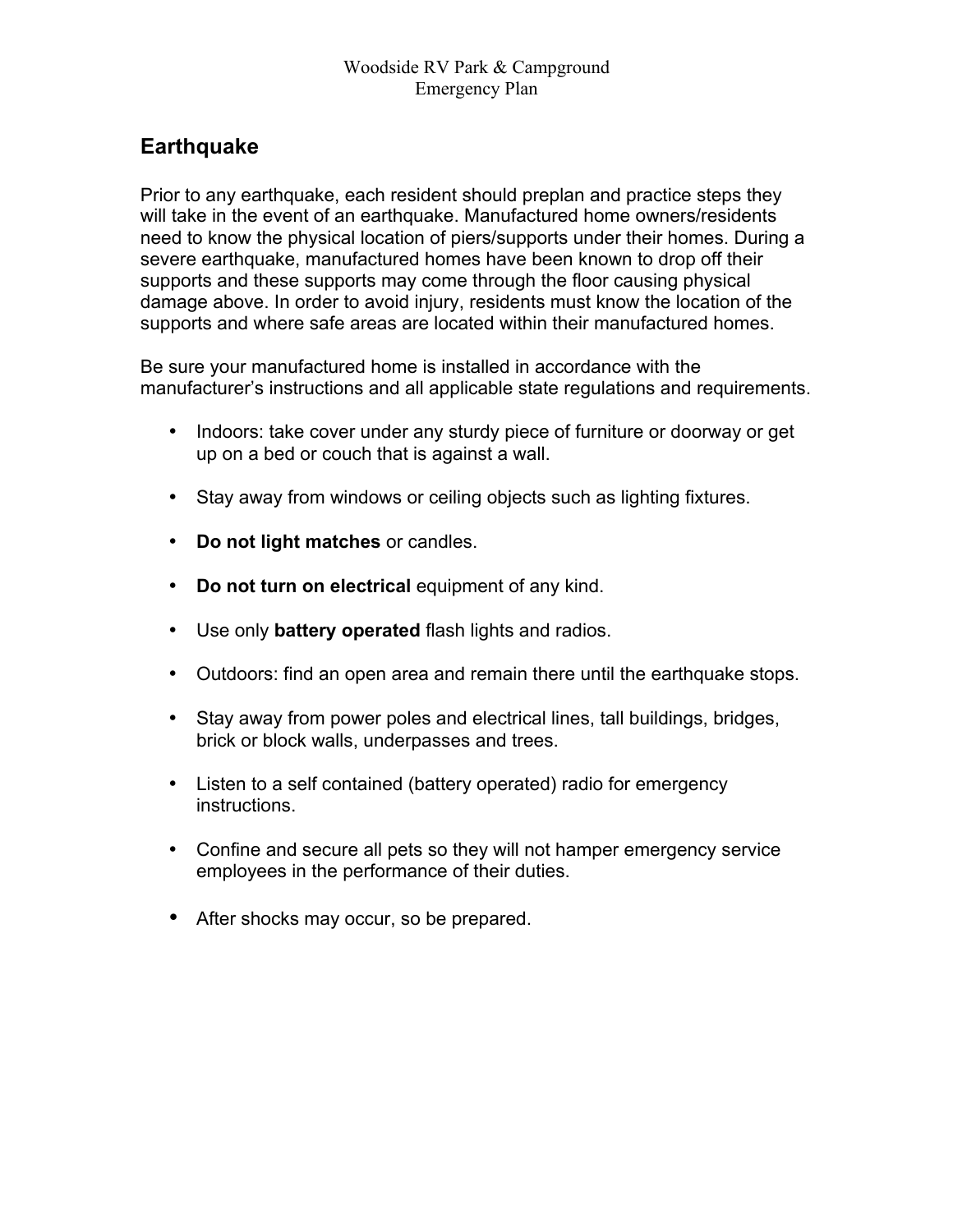## Earthquake

Prior to any earthquake, each resident should preplan and practice steps they will take in the event of an earthquake. Manufactured home owners/residents need to know the physical location of piers/supports under their homes. During a severe earthquake, manufactured homes have been known to drop off their supports and these supports may come through the floor causing physical damage above. In order to avoid injury, residents must know the location of the supports and where safe areas are located within their manufactured homes.

Be sure your manufactured home is installed in accordance with the manufacturer's instructions and all applicable state regulations and requirements.

- Indoors: take cover under any sturdy piece of furniture or doorway or get up on a bed or couch that is against a wall.
- Stay away from windows or ceiling objects such as lighting fixtures.
- **Do not light matches** or candles.
- **Do not turn on electrical** equipment of any kind.
- Use only **battery operated** flash lights and radios.
- Outdoors: find an open area and remain there until the earthquake stops.
- Stay away from power poles and electrical lines, tall buildings, bridges, brick or block walls, underpasses and trees.
- Listen to a self contained (battery operated) radio for emergency instructions.
- Confine and secure all pets so they will not hamper emergency service employees in the performance of their duties.
- After shocks may occur, so be prepared.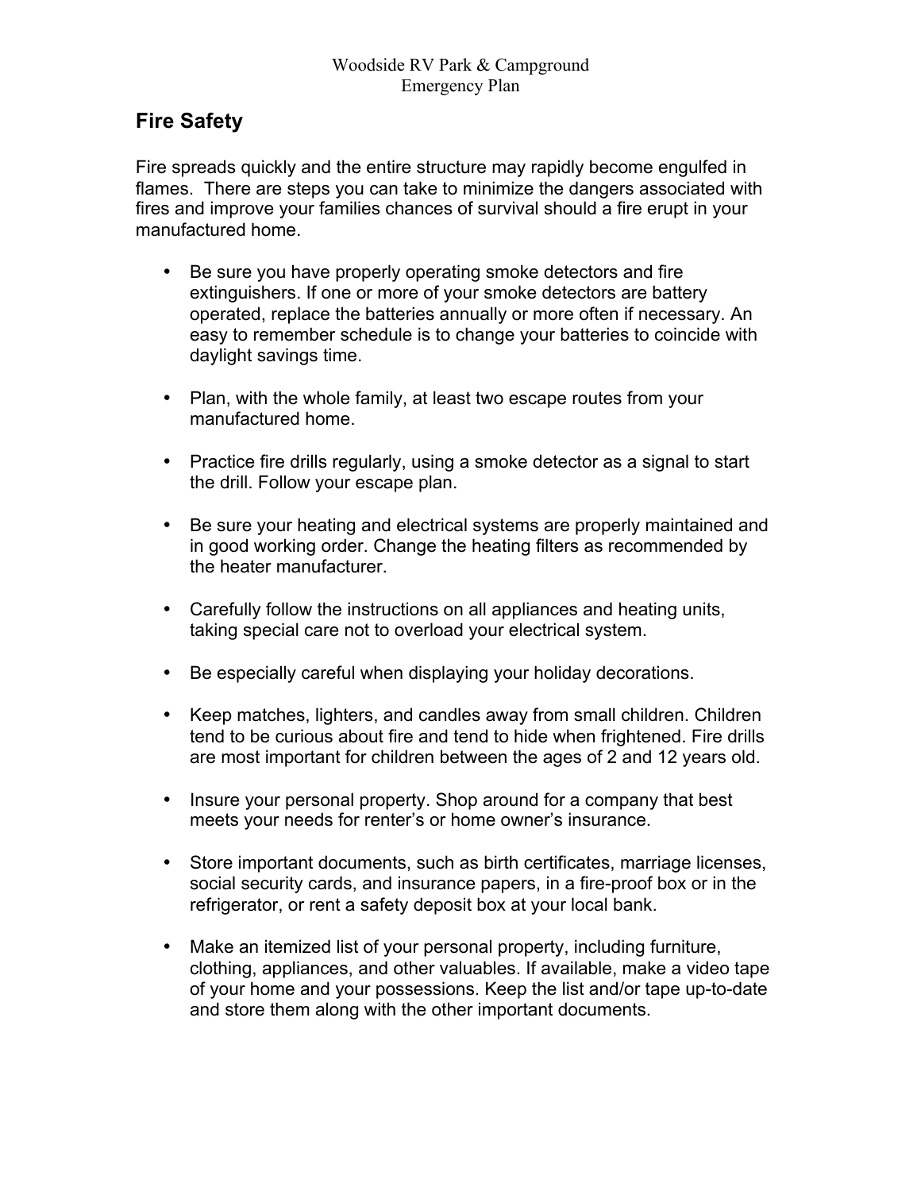## Fire Safety

Fire spreads quickly and the entire structure may rapidly become engulfed in flames. There are steps you can take to minimize the dangers associated with fires and improve your families chances of survival should a fire erupt in your manufactured home.

- Be sure you have properly operating smoke detectors and fire extinguishers. If one or more of your smoke detectors are battery operated, replace the batteries annually or more often if necessary. An easy to remember schedule is to change your batteries to coincide with daylight savings time.
- Plan, with the whole family, at least two escape routes from your manufactured home.
- Practice fire drills regularly, using a smoke detector as a signal to start the drill. Follow your escape plan.
- Be sure your heating and electrical systems are properly maintained and in good working order. Change the heating filters as recommended by the heater manufacturer.
- Carefully follow the instructions on all appliances and heating units, taking special care not to overload your electrical system.
- Be especially careful when displaying your holiday decorations.
- Keep matches, lighters, and candles away from small children. Children tend to be curious about fire and tend to hide when frightened. Fire drills are most important for children between the ages of 2 and 12 years old.
- Insure your personal property. Shop around for a company that best meets your needs for renter's or home owner's insurance.
- Store important documents, such as birth certificates, marriage licenses, social security cards, and insurance papers, in a fire-proof box or in the refrigerator, or rent a safety deposit box at your local bank.
- Make an itemized list of your personal property, including furniture, clothing, appliances, and other valuables. If available, make a video tape of your home and your possessions. Keep the list and/or tape up-to-date and store them along with the other important documents.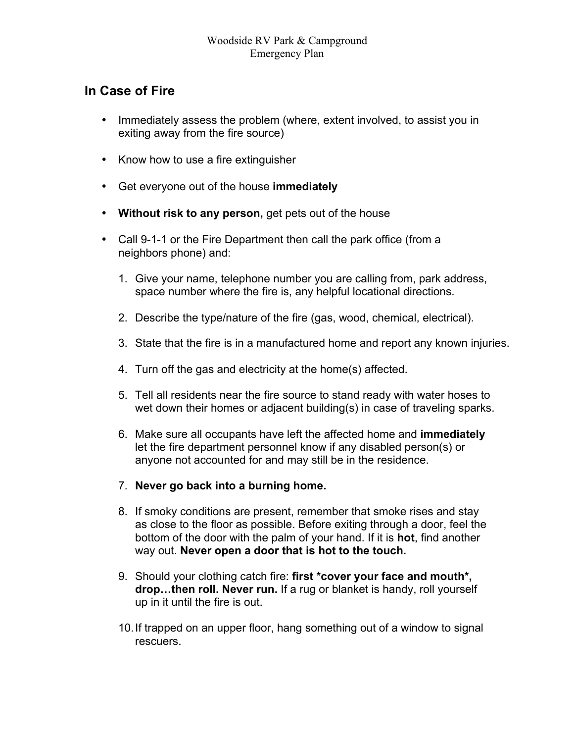Woodside RV Park & Campground
Emergency Plan

## In Case of Fire

- Immediately assess the problem (where, extent involved, to assist you in exiting away from the fire source)
- Know how to use a fire extinguisher
- Get everyone out of the house **immediately**
- **Without risk to any person,** get pets out of the house
- Call 9-1-1 or the Fire Department then call the park office (from a neighbors phone) and:

1. Give your name, telephone number you are calling from, park address, space number where the fire is, any helpful locational directions.
2. Describe the type/nature of the fire (gas, wood, chemical, electrical).
3. State that the fire is in a manufactured home and report any known injuries.
4. Turn off the gas and electricity at the home(s) affected.
5. Tell all residents near the fire source to stand ready with water hoses to wet down their homes or adjacent building(s) in case of traveling sparks.
6. Make sure all occupants have left the affected home and **immediately** let the fire department personnel know if any disabled person(s) or anyone not accounted for and may still be in the residence.
7. **Never go back into a burning home.**
8. If smoky conditions are present, remember that smoke rises and stay as close to the floor as possible. Before exiting through a door, feel the bottom of the door with the palm of your hand. If it is **hot**, find another way out. **Never open a door that is hot to the touch.**
9. Should your clothing catch fire: **first *cover your face and mouth*, drop…then roll. Never run.** If a rug or blanket is handy, roll yourself up in it until the fire is out.
10. If trapped on an upper floor, hang something out of a window to signal rescuers.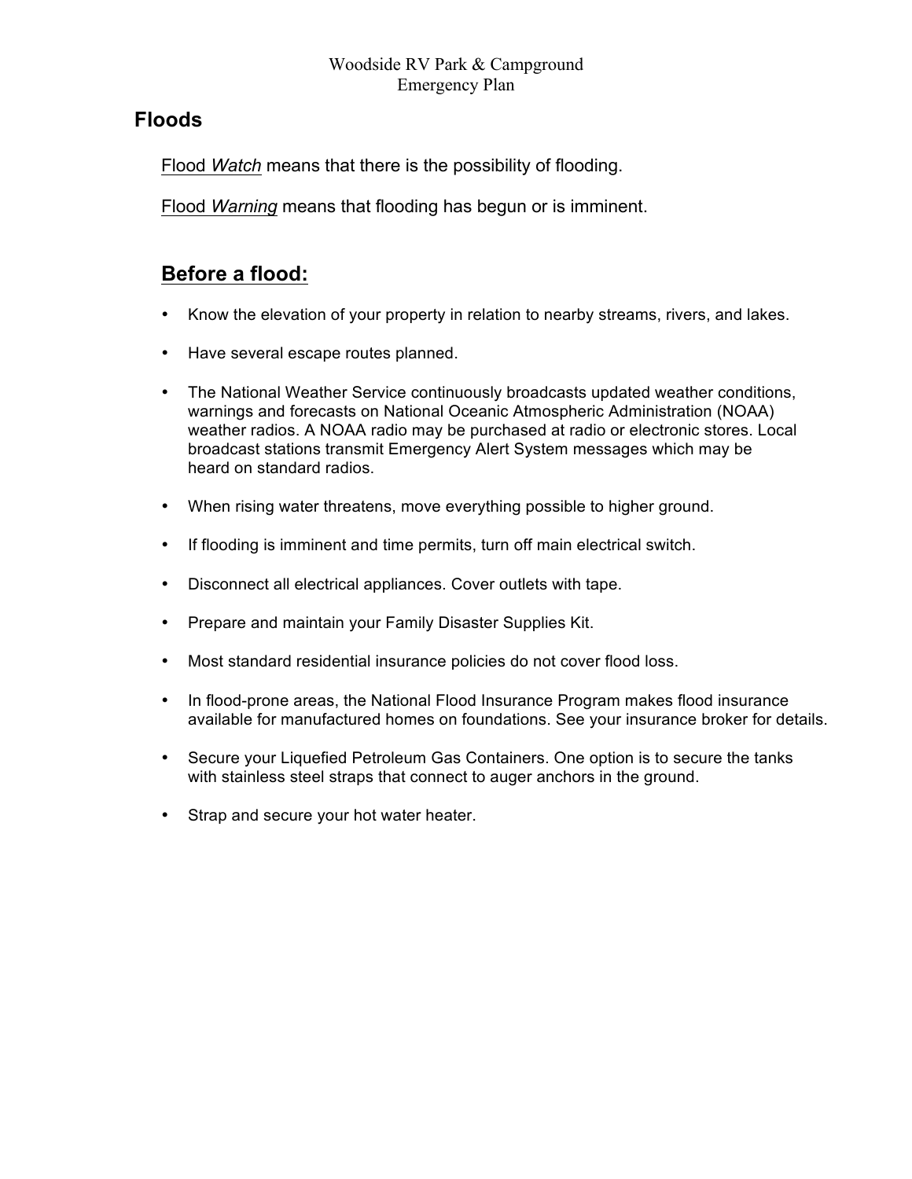## Floods

Flood *Watch* means that there is the possibility of flooding.

Flood *Warning* means that flooding has begun or is imminent.

### Before a flood:

- Know the elevation of your property in relation to nearby streams, rivers, and lakes.
- Have several escape routes planned.
- The National Weather Service continuously broadcasts updated weather conditions, warnings and forecasts on National Oceanic Atmospheric Administration (NOAA) weather radios. A NOAA radio may be purchased at radio or electronic stores. Local broadcast stations transmit Emergency Alert System messages which may be heard on standard radios.
- When rising water threatens, move everything possible to higher ground.
- If flooding is imminent and time permits, turn off main electrical switch.
- Disconnect all electrical appliances. Cover outlets with tape.
- Prepare and maintain your Family Disaster Supplies Kit.
- Most standard residential insurance policies do not cover flood loss.
- In flood-prone areas, the National Flood Insurance Program makes flood insurance available for manufactured homes on foundations. See your insurance broker for details.
- Secure your Liquefied Petroleum Gas Containers. One option is to secure the tanks with stainless steel straps that connect to auger anchors in the ground.
- Strap and secure your hot water heater.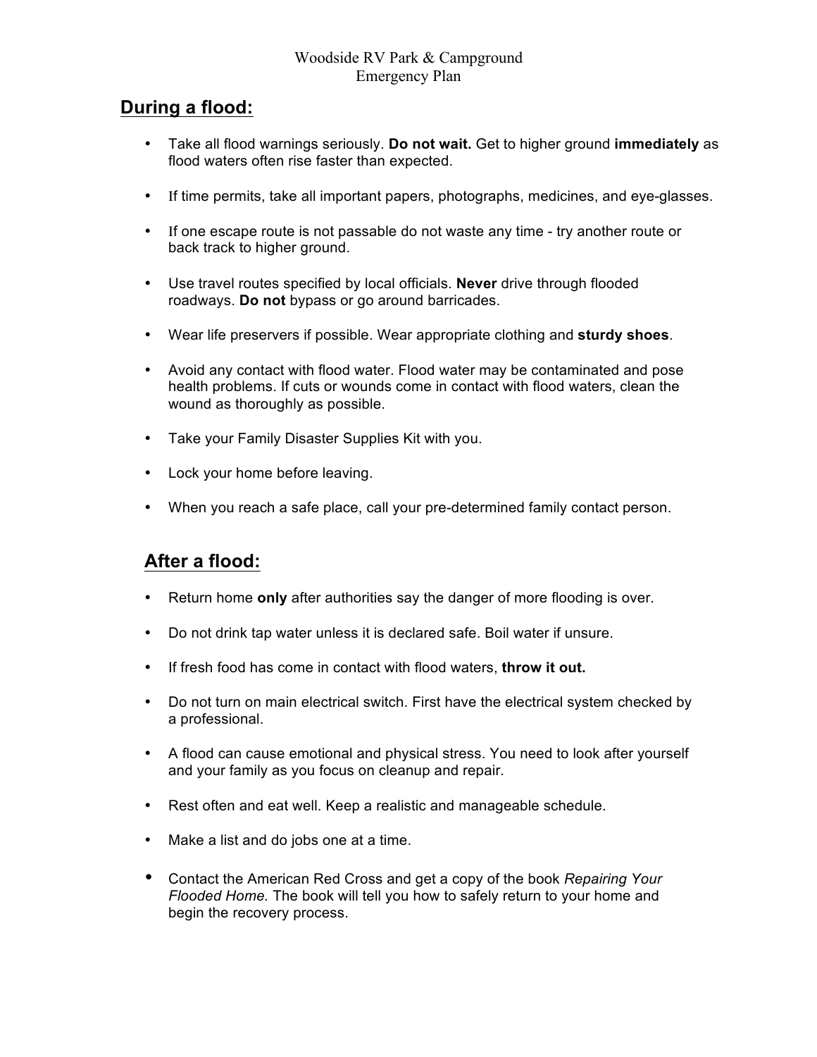Woodside RV Park & Campground
Emergency Plan

## During a flood:

- Take all flood warnings seriously. **Do not wait.** Get to higher ground **immediately** as flood waters often rise faster than expected.
- If time permits, take all important papers, photographs, medicines, and eye-glasses.
- If one escape route is not passable do not waste any time - try another route or back track to higher ground.
- Use travel routes specified by local officials. **Never** drive through flooded roadways. **Do not** bypass or go around barricades.
- Wear life preservers if possible. Wear appropriate clothing and **sturdy shoes**.
- Avoid any contact with flood water. Flood water may be contaminated and pose health problems. If cuts or wounds come in contact with flood waters, clean the wound as thoroughly as possible.
- Take your Family Disaster Supplies Kit with you.
- Lock your home before leaving.
- When you reach a safe place, call your pre-determined family contact person.

## After a flood:

- Return home **only** after authorities say the danger of more flooding is over.
- Do not drink tap water unless it is declared safe. Boil water if unsure.
- If fresh food has come in contact with flood waters, **throw it out.**
- Do not turn on main electrical switch. First have the electrical system checked by a professional.
- A flood can cause emotional and physical stress. You need to look after yourself and your family as you focus on cleanup and repair.
- Rest often and eat well. Keep a realistic and manageable schedule.
- Make a list and do jobs one at a time.
- Contact the American Red Cross and get a copy of the book *Repairing Your Flooded Home.* The book will tell you how to safely return to your home and begin the recovery process.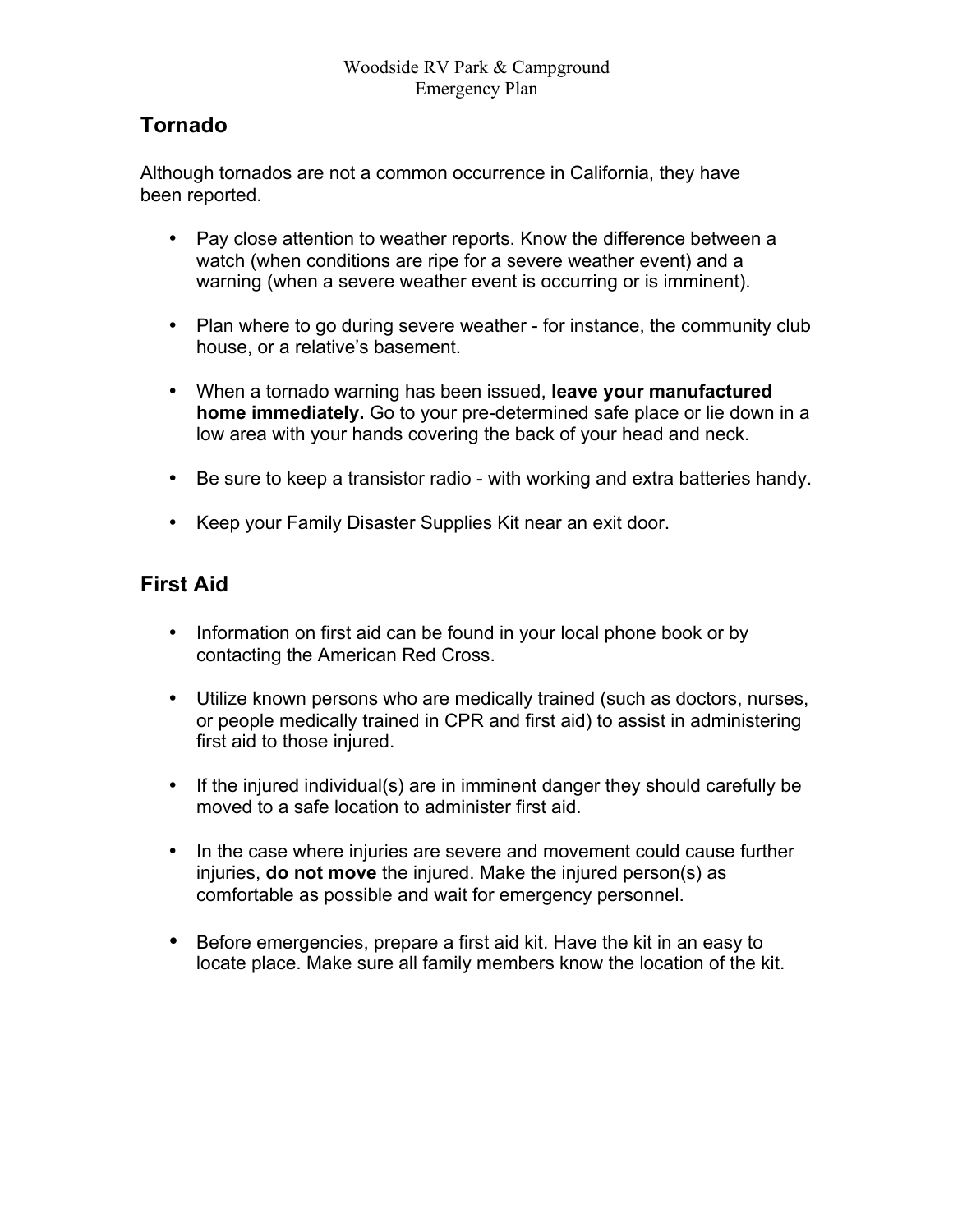Woodside RV Park & Campground
Emergency Plan

## Tornado

Although tornados are not a common occurrence in California, they have been reported.

- Pay close attention to weather reports. Know the difference between a watch (when conditions are ripe for a severe weather event) and a warning (when a severe weather event is occurring or is imminent).
- Plan where to go during severe weather - for instance, the community club house, or a relative's basement.
- When a tornado warning has been issued, **leave your manufactured home immediately.** Go to your pre-determined safe place or lie down in a low area with your hands covering the back of your head and neck.
- Be sure to keep a transistor radio - with working and extra batteries handy.
- Keep your Family Disaster Supplies Kit near an exit door.

## First Aid

- Information on first aid can be found in your local phone book or by contacting the American Red Cross.
- Utilize known persons who are medically trained (such as doctors, nurses, or people medically trained in CPR and first aid) to assist in administering first aid to those injured.
- If the injured individual(s) are in imminent danger they should carefully be moved to a safe location to administer first aid.
- In the case where injuries are severe and movement could cause further injuries, **do not move** the injured. Make the injured person(s) as comfortable as possible and wait for emergency personnel.
- Before emergencies, prepare a first aid kit. Have the kit in an easy to locate place. Make sure all family members know the location of the kit.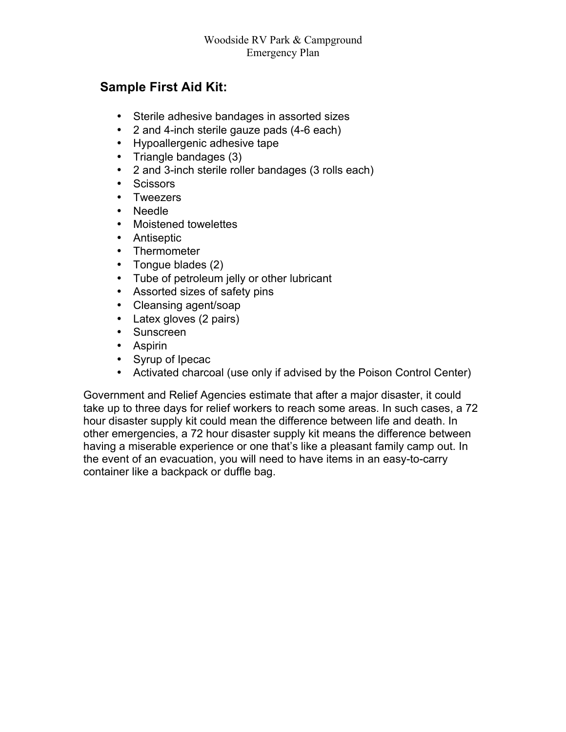## Sample First Aid Kit:

- Sterile adhesive bandages in assorted sizes
- 2 and 4-inch sterile gauze pads (4-6 each)
- Hypoallergenic adhesive tape
- Triangle bandages (3)
- 2 and 3-inch sterile roller bandages (3 rolls each)
- Scissors
- Tweezers
- Needle
- Moistened towelettes
- Antiseptic
- Thermometer
- Tongue blades (2)
- Tube of petroleum jelly or other lubricant
- Assorted sizes of safety pins
- Cleansing agent/soap
- Latex gloves (2 pairs)
- Sunscreen
- Aspirin
- Syrup of Ipecac
- Activated charcoal (use only if advised by the Poison Control Center)

Government and Relief Agencies estimate that after a major disaster, it could take up to three days for relief workers to reach some areas. In such cases, a 72 hour disaster supply kit could mean the difference between life and death. In other emergencies, a 72 hour disaster supply kit means the difference between having a miserable experience or one that's like a pleasant family camp out. In the event of an evacuation, you will need to have items in an easy-to-carry container like a backpack or duffle bag.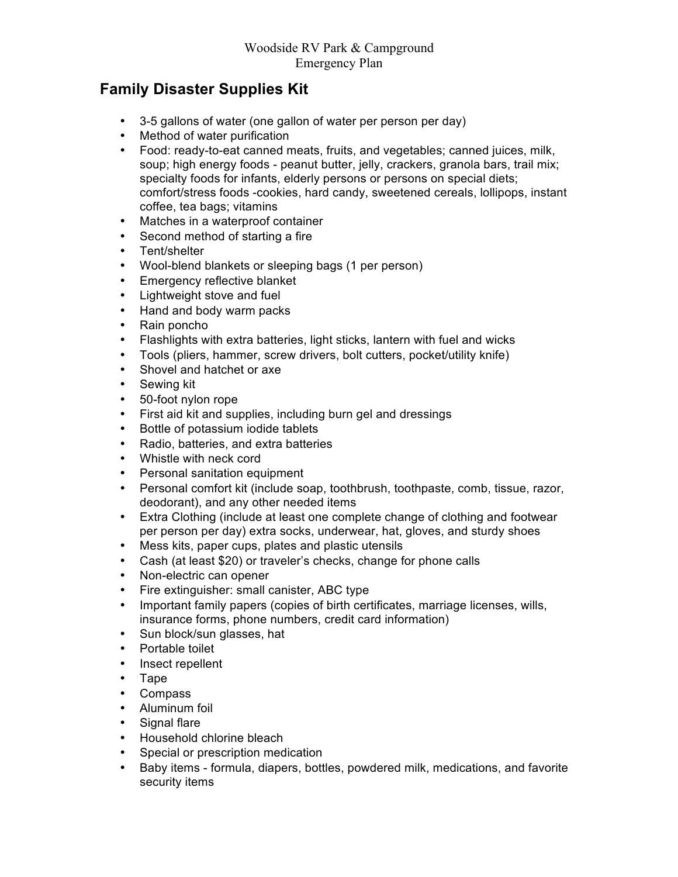Woodside RV Park & Campground
Emergency Plan

## Family Disaster Supplies Kit

- 3-5 gallons of water (one gallon of water per person per day)
- Method of water purification
- Food: ready-to-eat canned meats, fruits, and vegetables; canned juices, milk, soup; high energy foods - peanut butter, jelly, crackers, granola bars, trail mix; specialty foods for infants, elderly persons or persons on special diets; comfort/stress foods -cookies, hard candy, sweetened cereals, lollipops, instant coffee, tea bags; vitamins
- Matches in a waterproof container
- Second method of starting a fire
- Tent/shelter
- Wool-blend blankets or sleeping bags (1 per person)
- Emergency reflective blanket
- Lightweight stove and fuel
- Hand and body warm packs
- Rain poncho
- Flashlights with extra batteries, light sticks, lantern with fuel and wicks
- Tools (pliers, hammer, screw drivers, bolt cutters, pocket/utility knife)
- Shovel and hatchet or axe
- Sewing kit
- 50-foot nylon rope
- First aid kit and supplies, including burn gel and dressings
- Bottle of potassium iodide tablets
- Radio, batteries, and extra batteries
- Whistle with neck cord
- Personal sanitation equipment
- Personal comfort kit (include soap, toothbrush, toothpaste, comb, tissue, razor, deodorant), and any other needed items
- Extra Clothing (include at least one complete change of clothing and footwear per person per day) extra socks, underwear, hat, gloves, and sturdy shoes
- Mess kits, paper cups, plates and plastic utensils
- Cash (at least $20) or traveler's checks, change for phone calls
- Non-electric can opener
- Fire extinguisher: small canister, ABC type
- Important family papers (copies of birth certificates, marriage licenses, wills, insurance forms, phone numbers, credit card information)
- Sun block/sun glasses, hat
- Portable toilet
- Insect repellent
- Tape
- Compass
- Aluminum foil
- Signal flare
- Household chlorine bleach
- Special or prescription medication
- Baby items - formula, diapers, bottles, powdered milk, medications, and favorite security items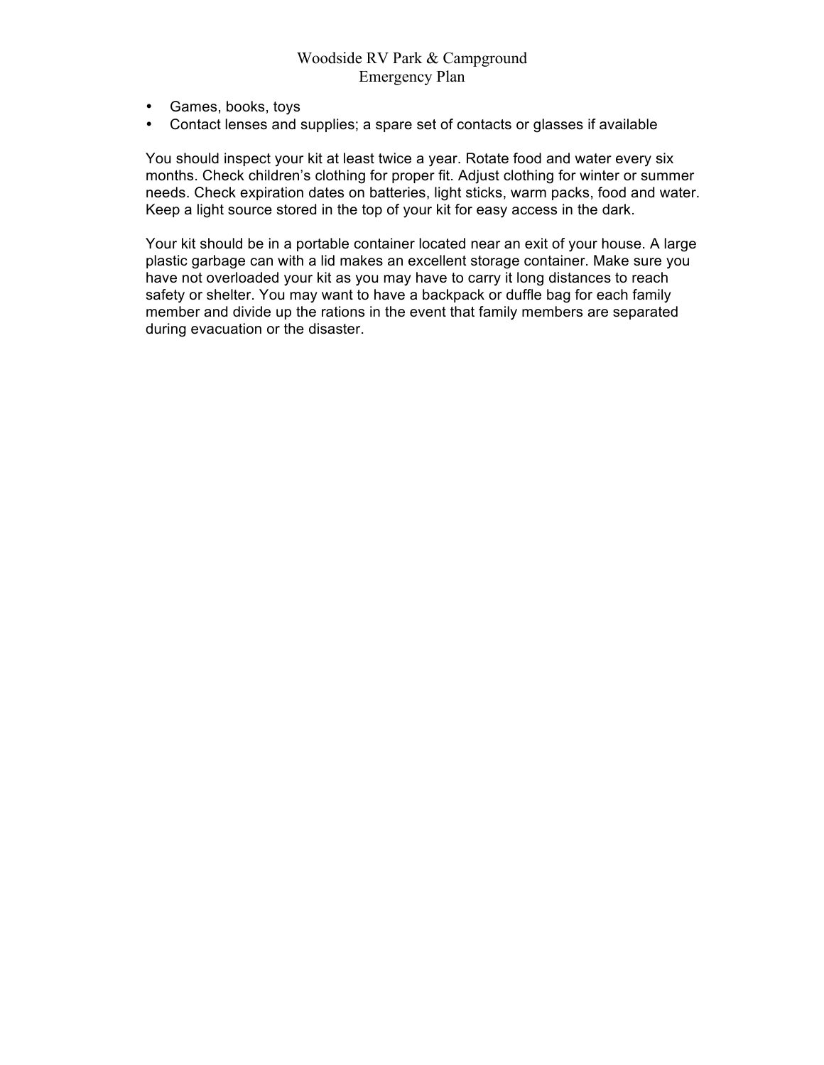- Games, books, toys
- Contact lenses and supplies; a spare set of contacts or glasses if available

You should inspect your kit at least twice a year. Rotate food and water every six months. Check children's clothing for proper fit. Adjust clothing for winter or summer needs. Check expiration dates on batteries, light sticks, warm packs, food and water. Keep a light source stored in the top of your kit for easy access in the dark.

Your kit should be in a portable container located near an exit of your house. A large plastic garbage can with a lid makes an excellent storage container. Make sure you have not overloaded your kit as you may have to carry it long distances to reach safety or shelter. You may want to have a backpack or duffle bag for each family member and divide up the rations in the event that family members are separated during evacuation or the disaster.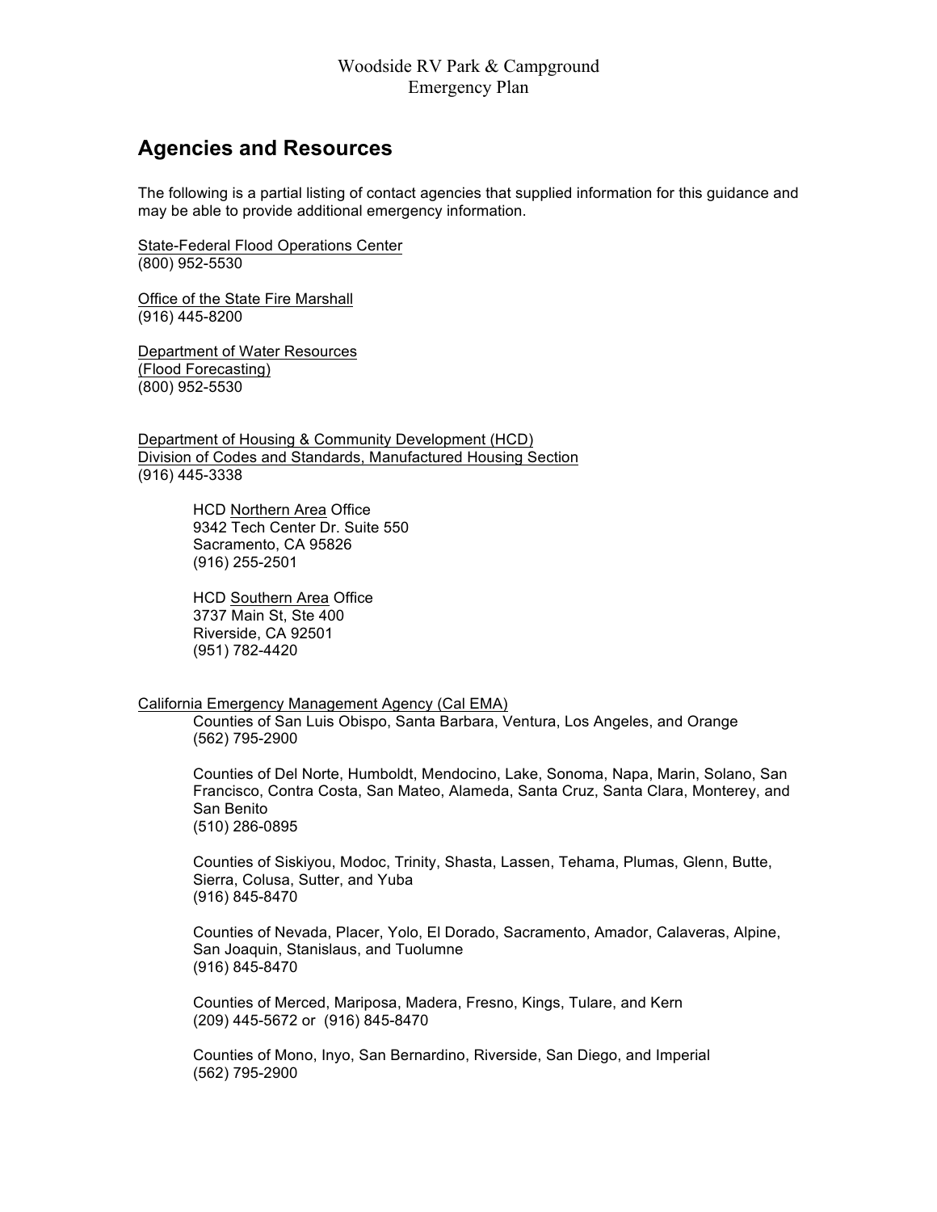## Agencies and Resources

The following is a partial listing of contact agencies that supplied information for this guidance and may be able to provide additional emergency information.

State-Federal Flood Operations Center
(800) 952-5530

Office of the State Fire Marshall
(916) 445-8200

Department of Water Resources
(Flood Forecasting)
(800) 952-5530

Department of Housing & Community Development (HCD)
Division of Codes and Standards, Manufactured Housing Section
(916) 445-3338

> HCD Northern Area Office
> 9342 Tech Center Dr. Suite 550
> Sacramento, CA 95826
> (916) 255-2501
>
> HCD Southern Area Office
> 3737 Main St, Ste 400
> Riverside, CA 92501
> (951) 782-4420

California Emergency Management Agency (Cal EMA)

> Counties of San Luis Obispo, Santa Barbara, Ventura, Los Angeles, and Orange
> (562) 795-2900
>
> Counties of Del Norte, Humboldt, Mendocino, Lake, Sonoma, Napa, Marin, Solano, San Francisco, Contra Costa, San Mateo, Alameda, Santa Cruz, Santa Clara, Monterey, and San Benito
> (510) 286-0895
>
> Counties of Siskiyou, Modoc, Trinity, Shasta, Lassen, Tehama, Plumas, Glenn, Butte, Sierra, Colusa, Sutter, and Yuba
> (916) 845-8470
>
> Counties of Nevada, Placer, Yolo, El Dorado, Sacramento, Amador, Calaveras, Alpine, San Joaquin, Stanislaus, and Tuolumne
> (916) 845-8470
>
> Counties of Merced, Mariposa, Madera, Fresno, Kings, Tulare, and Kern
> (209) 445-5672 or (916) 845-8470
>
> Counties of Mono, Inyo, San Bernardino, Riverside, San Diego, and Imperial
> (562) 795-2900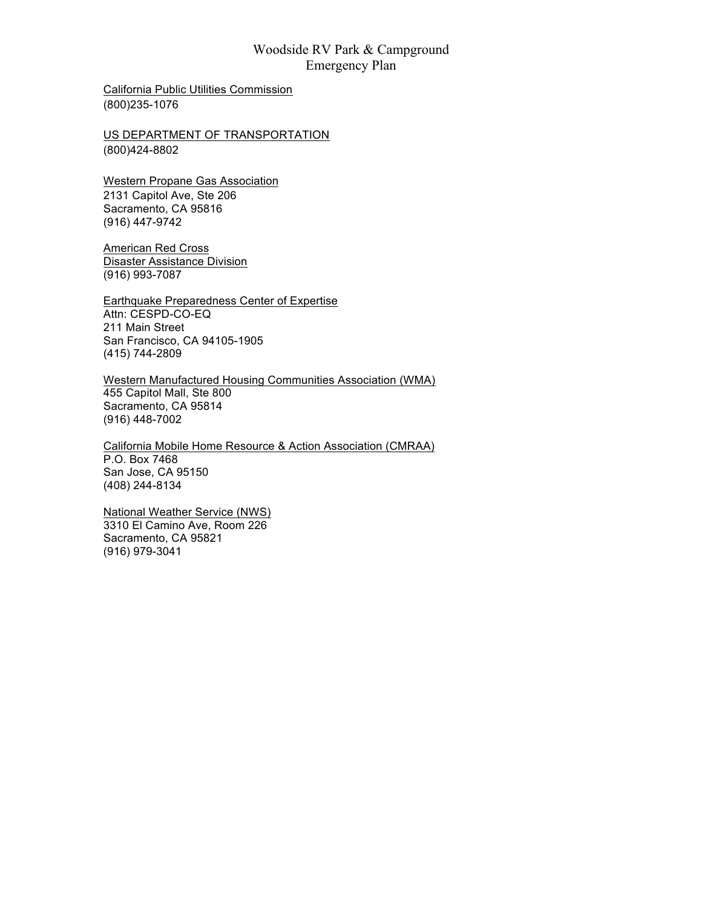California Public Utilities Commission
(800)235-1076

US DEPARTMENT OF TRANSPORTATION
(800)424-8802

Western Propane Gas Association
2131 Capitol Ave, Ste 206
Sacramento, CA 95816
(916) 447-9742

American Red Cross
Disaster Assistance Division
(916) 993-7087

Earthquake Preparedness Center of Expertise
Attn: CESPD-CO-EQ
211 Main Street
San Francisco, CA 94105-1905
(415) 744-2809

Western Manufactured Housing Communities Association (WMA)
455 Capitol Mall, Ste 800
Sacramento, CA 95814
(916) 448-7002

California Mobile Home Resource & Action Association (CMRAA)
P.O. Box 7468
San Jose, CA 95150
(408) 244-8134

National Weather Service (NWS)
3310 El Camino Ave, Room 226
Sacramento, CA 95821
(916) 979-3041